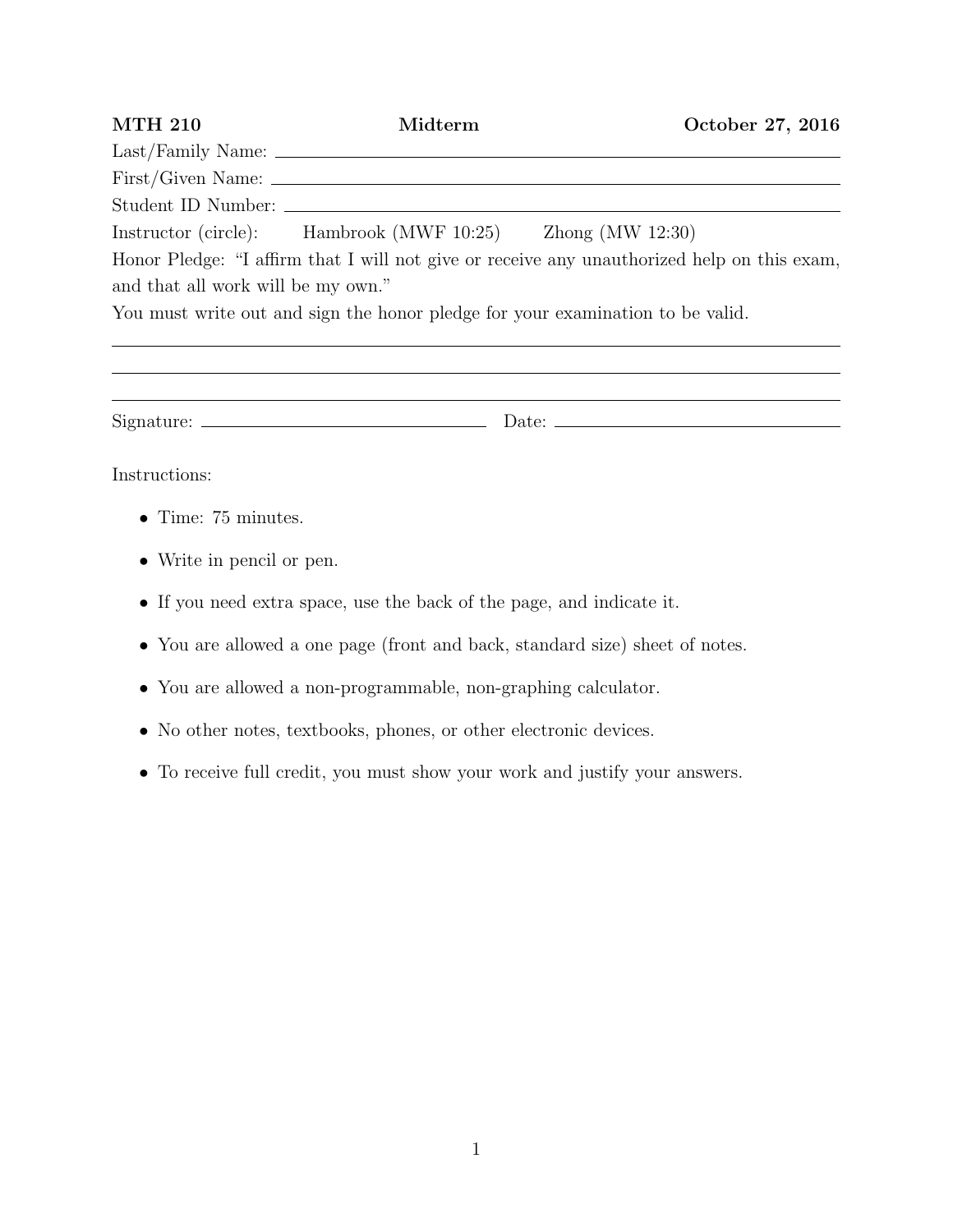**MTH 210** **Midterm** **October 27, 2016**

Last/Family Name: ______________________________________________

First/Given Name: ______________________________________________

Student ID Number: ______________________________________________

Instructor (circle): Hambrook (MWF 10:25) Zhong (MW 12:30)

Honor Pledge: "I affirm that I will not give or receive any unauthorized help on this exam, and that all work will be my own."

You must write out and sign the honor pledge for your examination to be valid.

______________________________________________________________

______________________________________________________________

______________________________________________________________

Signature: ______________________ Date: ______________________

Instructions:

- Time: 75 minutes.
- Write in pencil or pen.
- If you need extra space, use the back of the page, and indicate it.
- You are allowed a one page (front and back, standard size) sheet of notes.
- You are allowed a non-programmable, non-graphing calculator.
- No other notes, textbooks, phones, or other electronic devices.
- To receive full credit, you must show your work and justify your answers.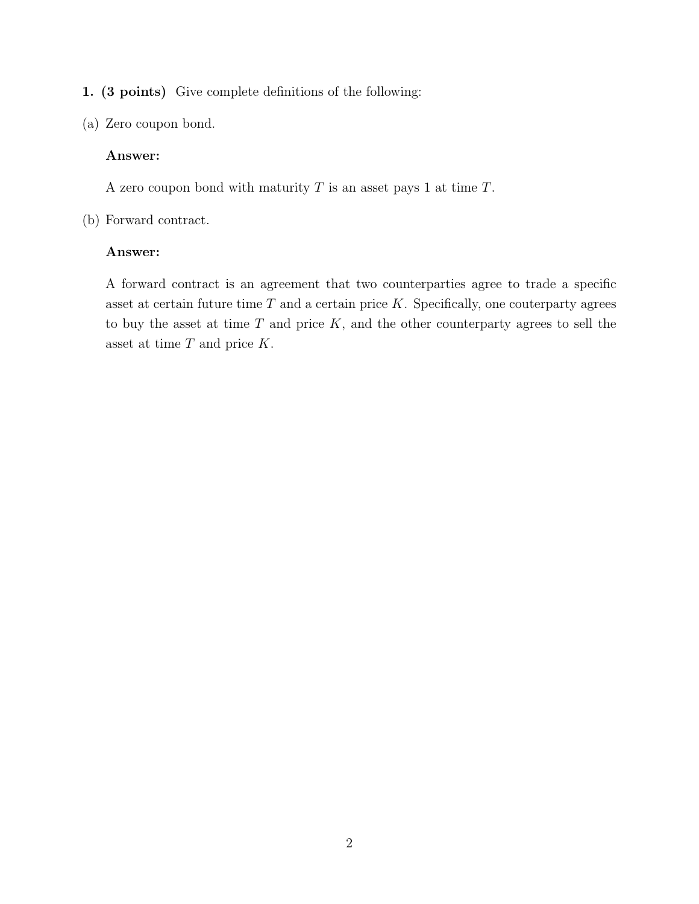**1. (3 points)** Give complete definitions of the following:

(a) Zero coupon bond.

**Answer:**

A zero coupon bond with maturity $T$ is an asset pays 1 at time $T$.

(b) Forward contract.

**Answer:**

A forward contract is an agreement that two counterparties agree to trade a specific asset at certain future time $T$ and a certain price $K$. Specifically, one couterparty agrees to buy the asset at time $T$ and price $K$, and the other counterparty agrees to sell the asset at time $T$ and price $K$.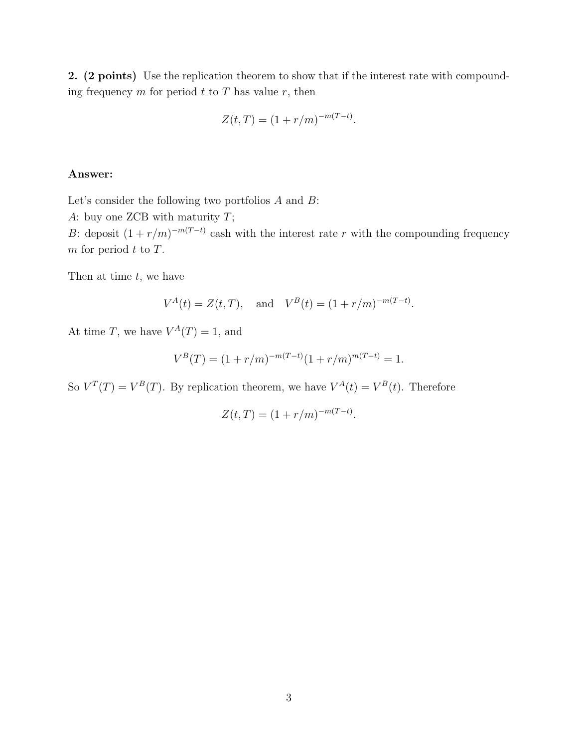**2. (2 points)** Use the replication theorem to show that if the interest rate with compounding frequency $m$ for period $t$ to $T$ has value $r$, then

$$Z(t,T) = (1 + r/m)^{-m(T-t)}.$$

**Answer:**

Let's consider the following two portfolios $A$ and $B$:
$A$: buy one ZCB with maturity $T$;
$B$: deposit $(1 + r/m)^{-m(T-t)}$ cash with the interest rate $r$ with the compounding frequency $m$ for period $t$ to $T$.

Then at time $t$, we have

$$V^A(t) = Z(t,T), \quad \text{and} \quad V^B(t) = (1 + r/m)^{-m(T-t)}.$$

At time $T$, we have $V^A(T) = 1$, and

$$V^B(T) = (1 + r/m)^{-m(T-t)}(1 + r/m)^{m(T-t)} = 1.$$

So $V^T(T) = V^B(T)$. By replication theorem, we have $V^A(t) = V^B(t)$. Therefore

$$Z(t,T) = (1 + r/m)^{-m(T-t)}.$$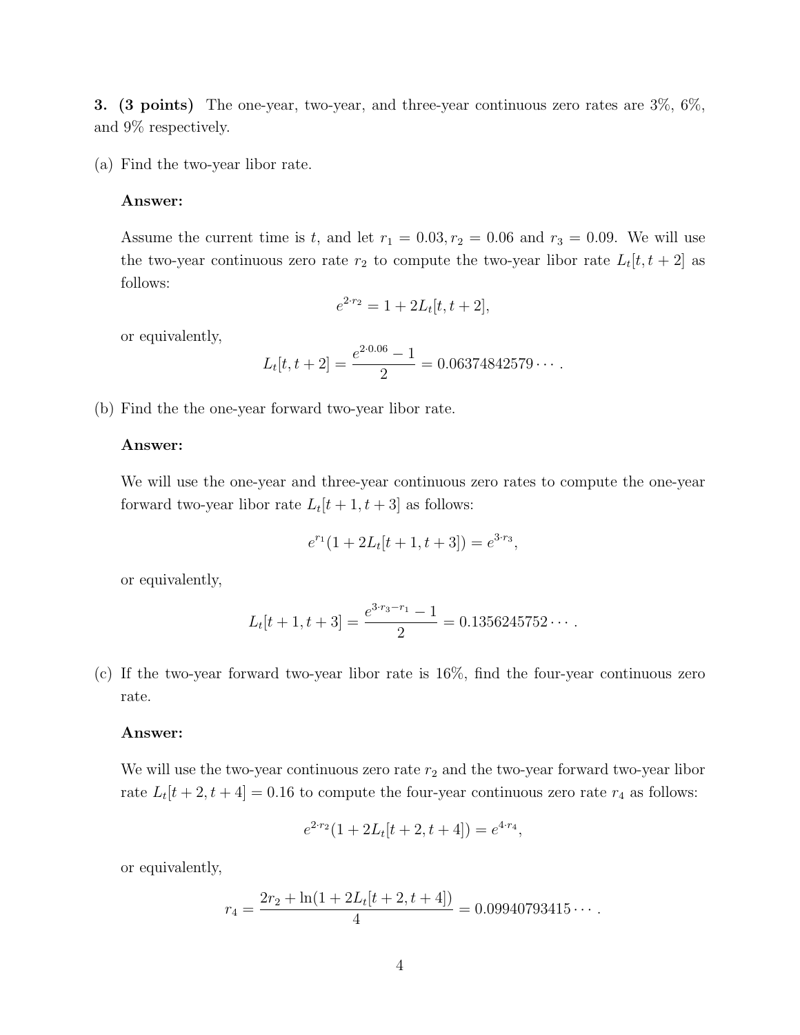**3. (3 points)** The one-year, two-year, and three-year continuous zero rates are 3%, 6%, and 9% respectively.

(a) Find the two-year libor rate.

**Answer:**

Assume the current time is $t$, and let $r_1 = 0.03, r_2 = 0.06$ and $r_3 = 0.09$. We will use the two-year continuous zero rate $r_2$ to compute the two-year libor rate $L_t[t, t+2]$ as follows:

$$e^{2 \cdot r_2} = 1 + 2L_t[t, t+2],$$

or equivalently,

$$L_t[t, t+2] = \frac{e^{2 \cdot 0.06} - 1}{2} = 0.06374842579 \cdots .$$

(b) Find the the one-year forward two-year libor rate.

**Answer:**

We will use the one-year and three-year continuous zero rates to compute the one-year forward two-year libor rate $L_t[t+1, t+3]$ as follows:

$$e^{r_1}(1 + 2L_t[t+1, t+3]) = e^{3 \cdot r_3},$$

or equivalently,

$$L_t[t+1, t+3] = \frac{e^{3 \cdot r_3 - r_1} - 1}{2} = 0.1356245752 \cdots .$$

(c) If the two-year forward two-year libor rate is 16%, find the four-year continuous zero rate.

**Answer:**

We will use the two-year continuous zero rate $r_2$ and the two-year forward two-year libor rate $L_t[t+2, t+4] = 0.16$ to compute the four-year continuous zero rate $r_4$ as follows:

$$e^{2 \cdot r_2}(1 + 2L_t[t+2, t+4]) = e^{4 \cdot r_4},$$

or equivalently,

$$r_4 = \frac{2r_2 + \ln(1 + 2L_t[t+2, t+4])}{4} = 0.09940793415 \cdots .$$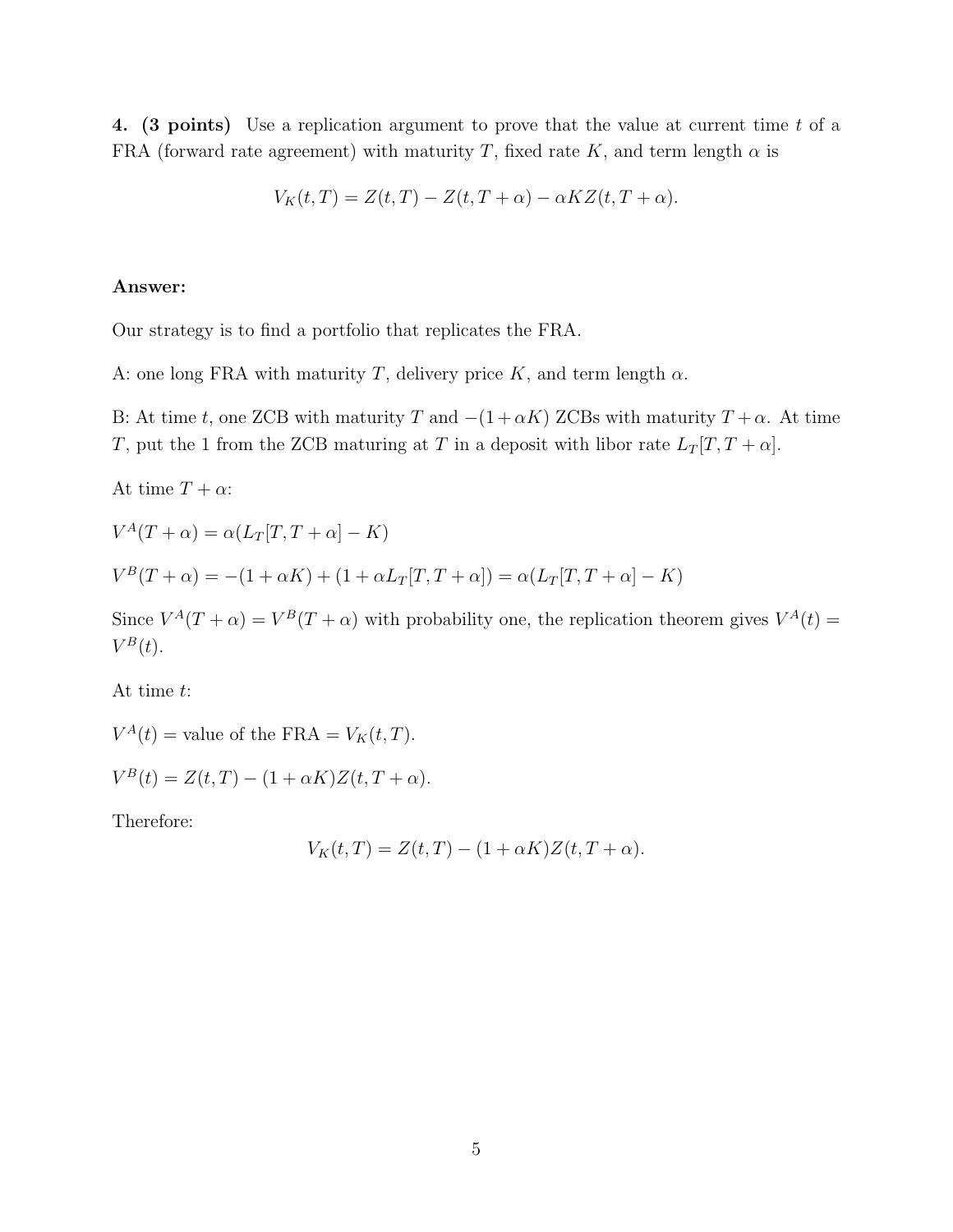**4. (3 points)** Use a replication argument to prove that the value at current time $t$ of a FRA (forward rate agreement) with maturity $T$, fixed rate $K$, and term length $\alpha$ is

$$V_K(t,T) = Z(t,T) - Z(t,T+\alpha) - \alpha K Z(t,T+\alpha).$$

**Answer:**

Our strategy is to find a portfolio that replicates the FRA.

A: one long FRA with maturity $T$, delivery price $K$, and term length $\alpha$.

B: At time $t$, one ZCB with maturity $T$ and $-(1+\alpha K)$ ZCBs with maturity $T+\alpha$. At time $T$, put the 1 from the ZCB maturing at $T$ in a deposit with libor rate $L_T[T,T+\alpha]$.

At time $T+\alpha$:

$V^A(T+\alpha) = \alpha(L_T[T,T+\alpha] - K)$

$V^B(T+\alpha) = -(1+\alpha K) + (1+\alpha L_T[T,T+\alpha]) = \alpha(L_T[T,T+\alpha] - K)$

Since $V^A(T+\alpha) = V^B(T+\alpha)$ with probability one, the replication theorem gives $V^A(t) = V^B(t)$.

At time $t$:

$V^A(t) = $ value of the FRA $= V_K(t,T)$.

$V^B(t) = Z(t,T) - (1+\alpha K)Z(t,T+\alpha)$.

Therefore:

$$V_K(t,T) = Z(t,T) - (1+\alpha K)Z(t,T+\alpha).$$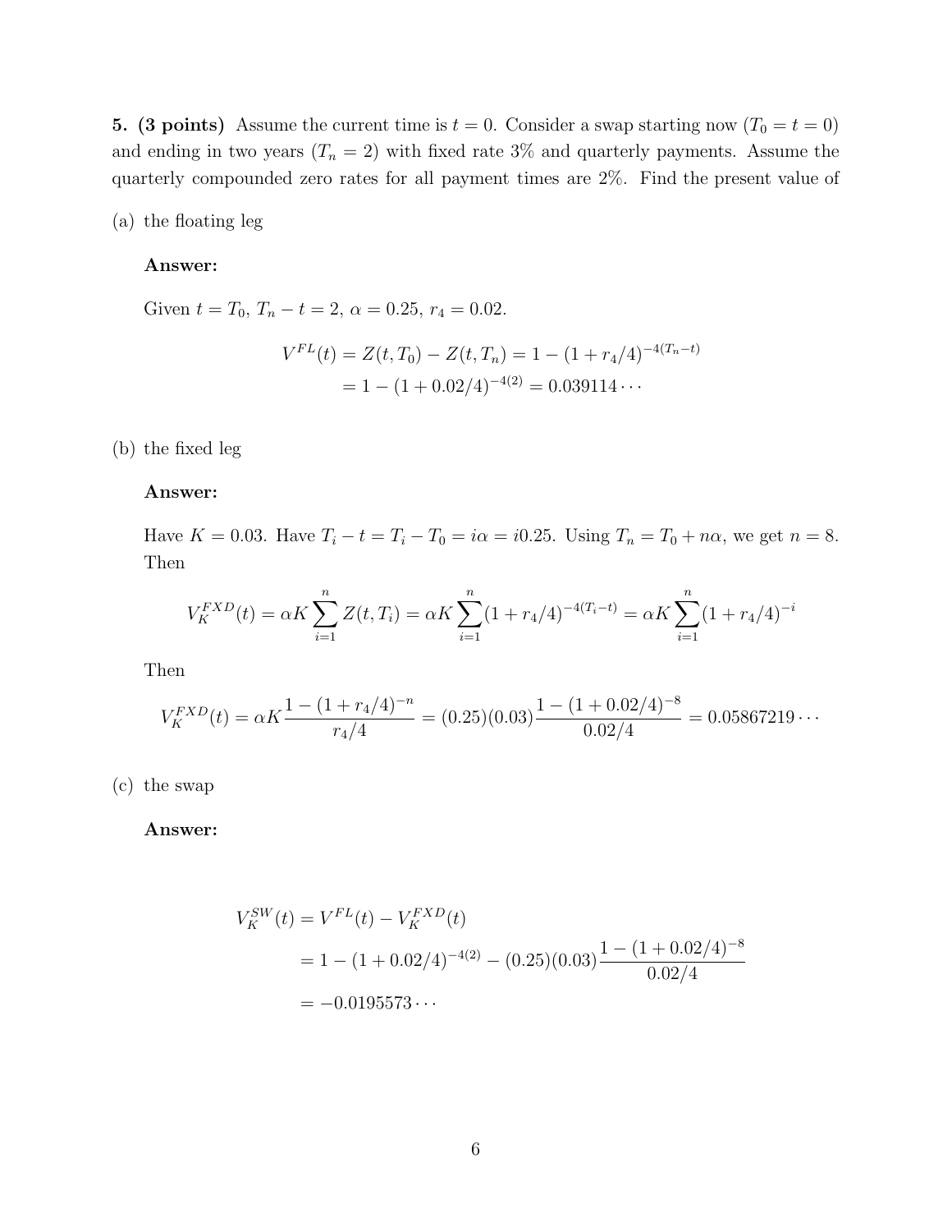**5. (3 points)** Assume the current time is $t = 0$. Consider a swap starting now ($T_0 = t = 0$) and ending in two years ($T_n = 2$) with fixed rate 3% and quarterly payments. Assume the quarterly compounded zero rates for all payment times are 2%. Find the present value of

(a) the floating leg

**Answer:**

Given $t = T_0$, $T_n - t = 2$, $\alpha = 0.25$, $r_4 = 0.02$.

$$
\begin{aligned}
V^{FL}(t) &= Z(t, T_0) - Z(t, T_n) = 1 - (1 + r_4/4)^{-4(T_n - t)} \\
&= 1 - (1 + 0.02/4)^{-4(2)} = 0.039114\cdots
\end{aligned}
$$

(b) the fixed leg

**Answer:**

Have $K = 0.03$. Have $T_i - t = T_i - T_0 = i\alpha = i0.25$. Using $T_n = T_0 + n\alpha$, we get $n = 8$. Then

$$
V_K^{FXD}(t) = \alpha K \sum_{i=1}^{n} Z(t, T_i) = \alpha K \sum_{i=1}^{n} (1 + r_4/4)^{-4(T_i - t)} = \alpha K \sum_{i=1}^{n} (1 + r_4/4)^{-i}
$$

Then

$$
V_K^{FXD}(t) = \alpha K \frac{1 - (1 + r_4/4)^{-n}}{r_4/4} = (0.25)(0.03)\frac{1 - (1 + 0.02/4)^{-8}}{0.02/4} = 0.05867219\cdots
$$

(c) the swap

**Answer:**

$$
\begin{aligned}
V_K^{SW}(t) &= V^{FL}(t) - V_K^{FXD}(t) \\
&= 1 - (1 + 0.02/4)^{-4(2)} - (0.25)(0.03)\frac{1 - (1 + 0.02/4)^{-8}}{0.02/4} \\
&= -0.0195573\cdots
\end{aligned}
$$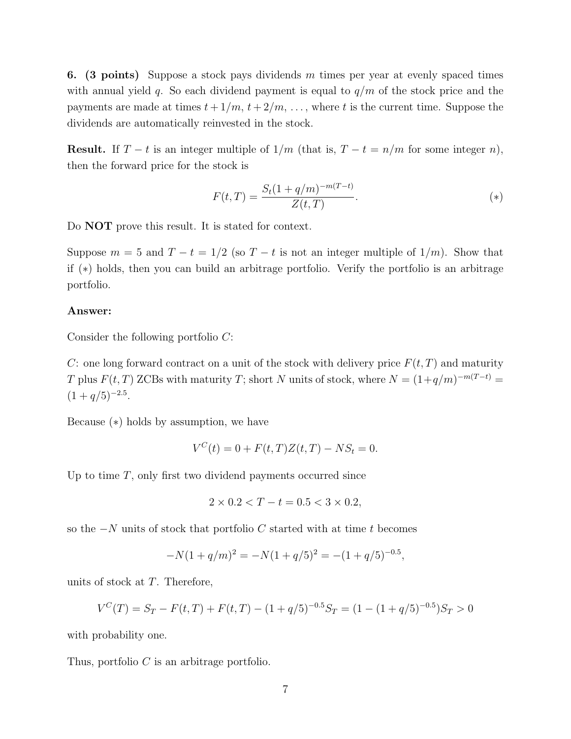**6. (3 points)** Suppose a stock pays dividends $m$ times per year at evenly spaced times with annual yield $q$. So each dividend payment is equal to $q/m$ of the stock price and the payments are made at times $t + 1/m$, $t + 2/m$, $\ldots$, where $t$ is the current time. Suppose the dividends are automatically reinvested in the stock.

**Result.** If $T - t$ is an integer multiple of $1/m$ (that is, $T - t = n/m$ for some integer $n$), then the forward price for the stock is

$$F(t,T) = \frac{S_t(1 + q/m)^{-m(T-t)}}{Z(t,T)}. \qquad (*)$$

Do **NOT** prove this result. It is stated for context.

Suppose $m = 5$ and $T - t = 1/2$ (so $T - t$ is not an integer multiple of $1/m$). Show that if $(*)$ holds, then you can build an arbitrage portfolio. Verify the portfolio is an arbitrage portfolio.

**Answer:**

Consider the following portfolio $C$:

$C$: one long forward contract on a unit of the stock with delivery price $F(t,T)$ and maturity $T$ plus $F(t,T)$ ZCBs with maturity $T$; short $N$ units of stock, where $N = (1+q/m)^{-m(T-t)} = (1 + q/5)^{-2.5}$.

Because $(*)$ holds by assumption, we have

$$V^C(t) = 0 + F(t,T)Z(t,T) - NS_t = 0.$$

Up to time $T$, only first two dividend payments occurred since

$$2 \times 0.2 < T - t = 0.5 < 3 \times 0.2,$$

so the $-N$ units of stock that portfolio $C$ started with at time $t$ becomes

$$-N(1 + q/m)^2 = -N(1 + q/5)^2 = -(1 + q/5)^{-0.5},$$

units of stock at $T$. Therefore,

$$V^C(T) = S_T - F(t,T) + F(t,T) - (1 + q/5)^{-0.5}S_T = (1 - (1 + q/5)^{-0.5})S_T > 0$$

with probability one.

Thus, portfolio $C$ is an arbitrage portfolio.